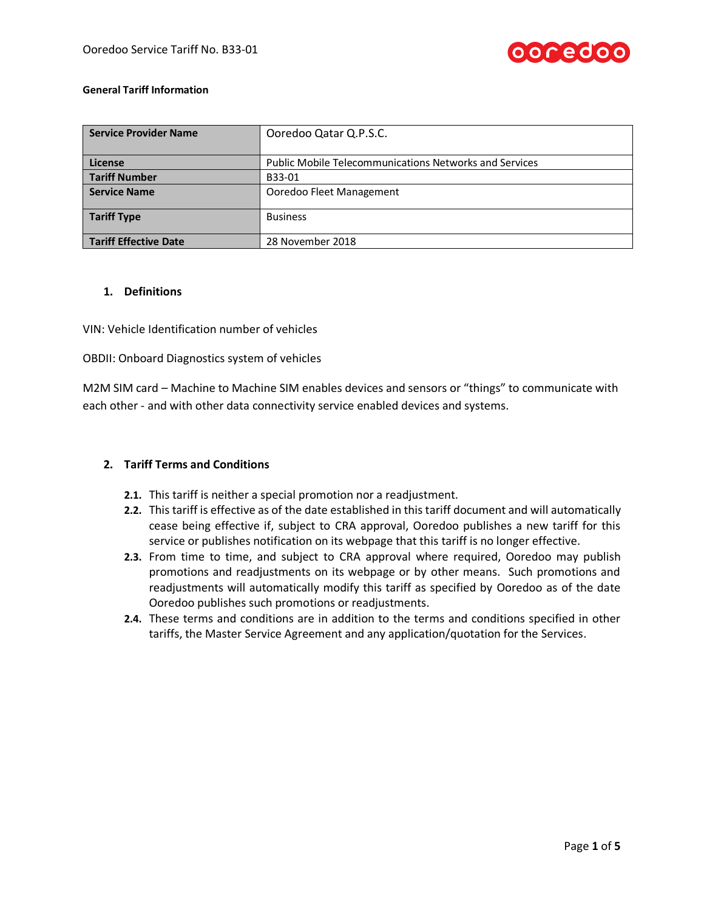**General Tariff Information**

| Service Provider Name | Ooredoo Qatar Q.P.S.C. |
|---|---|
| License | Public Mobile Telecommunications Networks and Services |
| Tariff Number | B33-01 |
| Service Name | Ooredoo Fleet Management |
| Tariff Type | Business |
| Tariff Effective Date | 28 November 2018 |

## 1. Definitions

VIN: Vehicle Identification number of vehicles

OBDII: Onboard Diagnostics system of vehicles

M2M SIM card – Machine to Machine SIM enables devices and sensors or "things" to communicate with each other - and with other data connectivity service enabled devices and systems.

## 2. Tariff Terms and Conditions

**2.1.** This tariff is neither a special promotion nor a readjustment.

**2.2.** This tariff is effective as of the date established in this tariff document and will automatically cease being effective if, subject to CRA approval, Ooredoo publishes a new tariff for this service or publishes notification on its webpage that this tariff is no longer effective.

**2.3.** From time to time, and subject to CRA approval where required, Ooredoo may publish promotions and readjustments on its webpage or by other means. Such promotions and readjustments will automatically modify this tariff as specified by Ooredoo as of the date Ooredoo publishes such promotions or readjustments.

**2.4.** These terms and conditions are in addition to the terms and conditions specified in other tariffs, the Master Service Agreement and any application/quotation for the Services.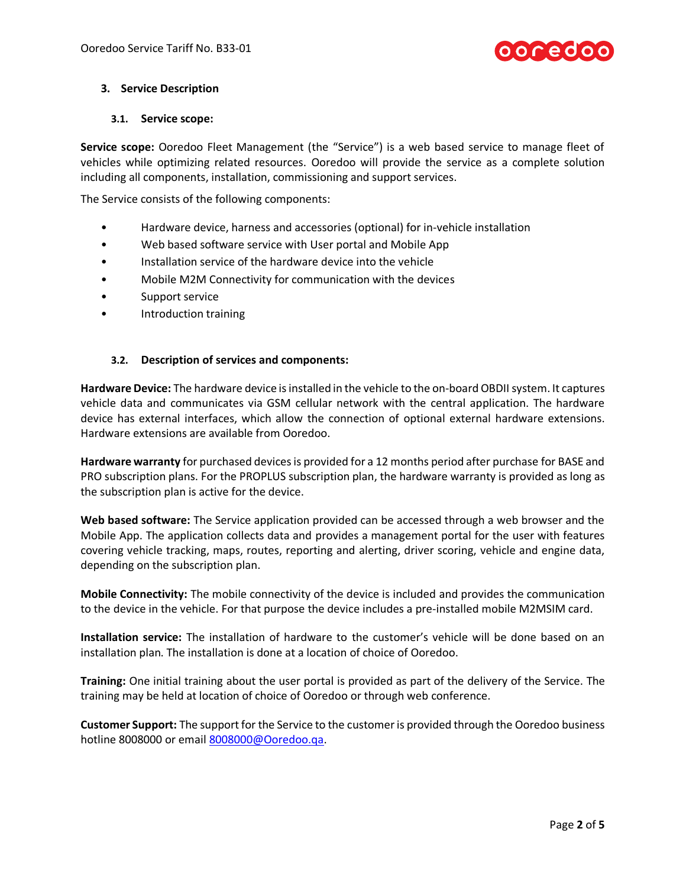## 3. Service Description

### 3.1. Service scope:

**Service scope:** Ooredoo Fleet Management (the "Service") is a web based service to manage fleet of vehicles while optimizing related resources. Ooredoo will provide the service as a complete solution including all components, installation, commissioning and support services.

The Service consists of the following components:

- Hardware device, harness and accessories (optional) for in-vehicle installation
- Web based software service with User portal and Mobile App
- Installation service of the hardware device into the vehicle
- Mobile M2M Connectivity for communication with the devices
- Support service
- Introduction training

### 3.2. Description of services and components:

**Hardware Device:** The hardware device is installed in the vehicle to the on-board OBDII system. It captures vehicle data and communicates via GSM cellular network with the central application. The hardware device has external interfaces, which allow the connection of optional external hardware extensions. Hardware extensions are available from Ooredoo.

**Hardware warranty** for purchased devices is provided for a 12 months period after purchase for BASE and PRO subscription plans. For the PROPLUS subscription plan, the hardware warranty is provided as long as the subscription plan is active for the device.

**Web based software:** The Service application provided can be accessed through a web browser and the Mobile App. The application collects data and provides a management portal for the user with features covering vehicle tracking, maps, routes, reporting and alerting, driver scoring, vehicle and engine data, depending on the subscription plan.

**Mobile Connectivity:** The mobile connectivity of the device is included and provides the communication to the device in the vehicle. For that purpose the device includes a pre-installed mobile M2MSIM card.

**Installation service:** The installation of hardware to the customer's vehicle will be done based on an installation plan. The installation is done at a location of choice of Ooredoo.

**Training:** One initial training about the user portal is provided as part of the delivery of the Service. The training may be held at location of choice of Ooredoo or through web conference.

**Customer Support:** The support for the Service to the customer is provided through the Ooredoo business hotline 8008000 or email 8008000@Ooredoo.qa.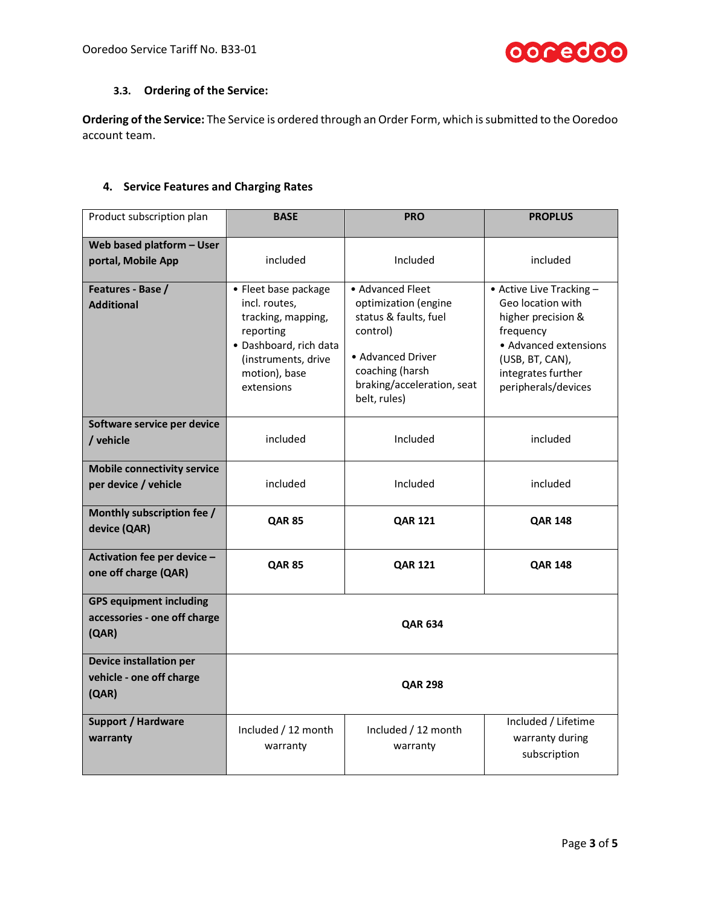### 3.3. Ordering of the Service:

**Ordering of the Service:** The Service is ordered through an Order Form, which is submitted to the Ooredoo account team.

## 4. Service Features and Charging Rates

| Product subscription plan | BASE | PRO | PROPLUS |
| --- | --- | --- | --- |
| **Web based platform – User portal, Mobile App** | included | Included | included |
| **Features - Base / Additional** | • Fleet base package incl. routes, tracking, mapping, reporting<br>• Dashboard, rich data (instruments, drive motion), base extensions | • Advanced Fleet optimization (engine status & faults, fuel control)<br>• Advanced Driver coaching (harsh braking/acceleration, seat belt, rules) | • Active Live Tracking – Geo location with higher precision & frequency<br>• Advanced extensions (USB, BT, CAN), integrates further peripherals/devices |
| **Software service per device / vehicle** | included | Included | included |
| **Mobile connectivity service per device / vehicle** | included | Included | included |
| **Monthly subscription fee / device (QAR)** | **QAR 85** | **QAR 121** | **QAR 148** |
| **Activation fee per device – one off charge (QAR)** | **QAR 85** | **QAR 121** | **QAR 148** |
| **GPS equipment including accessories - one off charge (QAR)** | **QAR 634** | | |
| **Device installation per vehicle - one off charge (QAR)** | **QAR 298** | | |
| **Support / Hardware warranty** | Included / 12 month warranty | Included / 12 month warranty | Included / Lifetime warranty during subscription |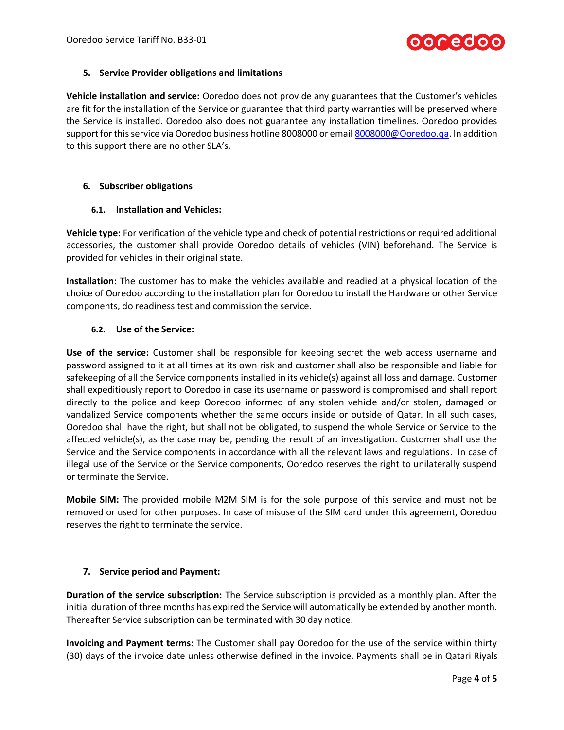## 5. Service Provider obligations and limitations

**Vehicle installation and service:** Ooredoo does not provide any guarantees that the Customer's vehicles are fit for the installation of the Service or guarantee that third party warranties will be preserved where the Service is installed. Ooredoo also does not guarantee any installation timelines. Ooredoo provides support for this service via Ooredoo business hotline 8008000 or email [8008000@Ooredoo.qa](mailto:8008000@Ooredoo.qa). In addition to this support there are no other SLA's.

## 6. Subscriber obligations

### 6.1. Installation and Vehicles:

**Vehicle type:** For verification of the vehicle type and check of potential restrictions or required additional accessories, the customer shall provide Ooredoo details of vehicles (VIN) beforehand. The Service is provided for vehicles in their original state.

**Installation:** The customer has to make the vehicles available and readied at a physical location of the choice of Ooredoo according to the installation plan for Ooredoo to install the Hardware or other Service components, do readiness test and commission the service.

### 6.2. Use of the Service:

**Use of the service:** Customer shall be responsible for keeping secret the web access username and password assigned to it at all times at its own risk and customer shall also be responsible and liable for safekeeping of all the Service components installed in its vehicle(s) against all loss and damage. Customer shall expeditiously report to Ooredoo in case its username or password is compromised and shall report directly to the police and keep Ooredoo informed of any stolen vehicle and/or stolen, damaged or vandalized Service components whether the same occurs inside or outside of Qatar. In all such cases, Ooredoo shall have the right, but shall not be obligated, to suspend the whole Service or Service to the affected vehicle(s), as the case may be, pending the result of an investigation. Customer shall use the Service and the Service components in accordance with all the relevant laws and regulations. In case of illegal use of the Service or the Service components, Ooredoo reserves the right to unilaterally suspend or terminate the Service.

**Mobile SIM:** The provided mobile M2M SIM is for the sole purpose of this service and must not be removed or used for other purposes. In case of misuse of the SIM card under this agreement, Ooredoo reserves the right to terminate the service.

## 7. Service period and Payment:

**Duration of the service subscription:** The Service subscription is provided as a monthly plan. After the initial duration of three months has expired the Service will automatically be extended by another month. Thereafter Service subscription can be terminated with 30 day notice.

**Invoicing and Payment terms:** The Customer shall pay Ooredoo for the use of the service within thirty (30) days of the invoice date unless otherwise defined in the invoice. Payments shall be in Qatari Riyals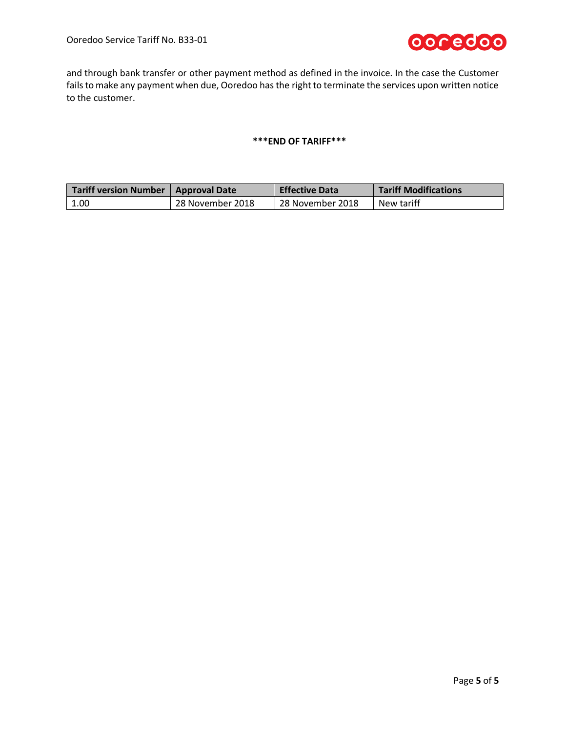and through bank transfer or other payment method as defined in the invoice. In the case the Customer fails to make any payment when due, Ooredoo has the right to terminate the services upon written notice to the customer.

**\*\*\*END OF TARIFF\*\*\***

| Tariff version Number | Approval Date | Effective Data | Tariff Modifications |
|---|---|---|---|
| 1.00 | 28 November 2018 | 28 November 2018 | New tariff |